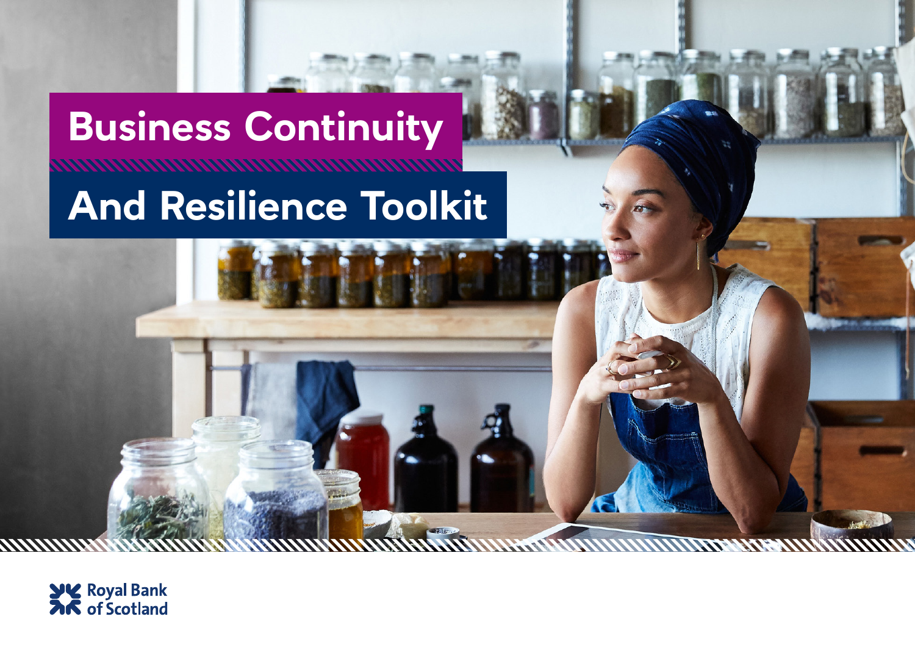# Business Continuity And Resilience Toolkit

Royal Bank of Scotland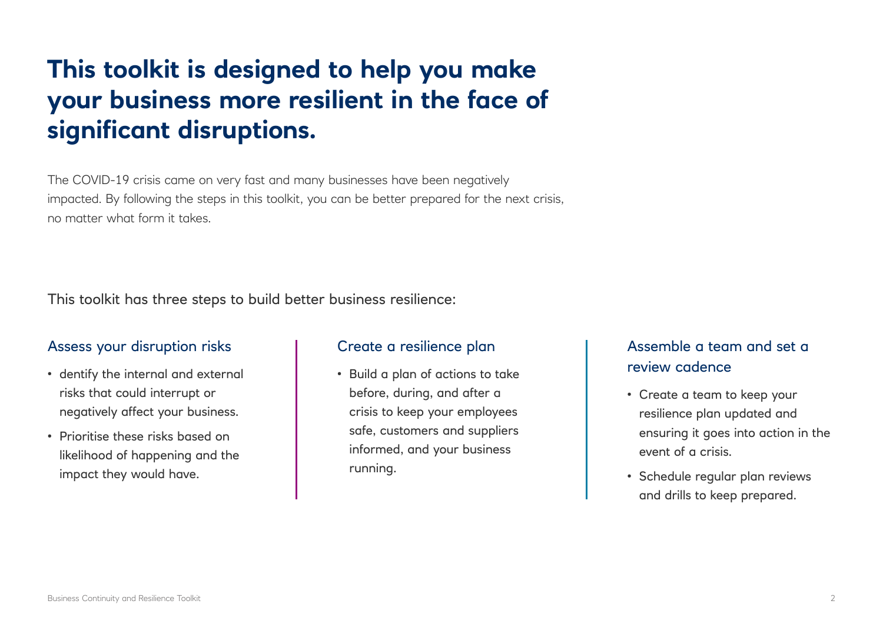# This toolkit is designed to help you make your business more resilient in the face of significant disruptions.

The COVID-19 crisis came on very fast and many businesses have been negatively impacted. By following the steps in this toolkit, you can be better prepared for the next crisis, no matter what form it takes.

This toolkit has three steps to build better business resilience:

### Assess your disruption risks

- dentify the internal and external risks that could interrupt or negatively affect your business.
- Prioritise these risks based on likelihood of happening and the impact they would have.

### Create a resilience plan

- Build a plan of actions to take before, during, and after a crisis to keep your employees safe, customers and suppliers informed, and your business running.

### Assemble a team and set a review cadence

- Create a team to keep your resilience plan updated and ensuring it goes into action in the event of a crisis.
- Schedule regular plan reviews and drills to keep prepared.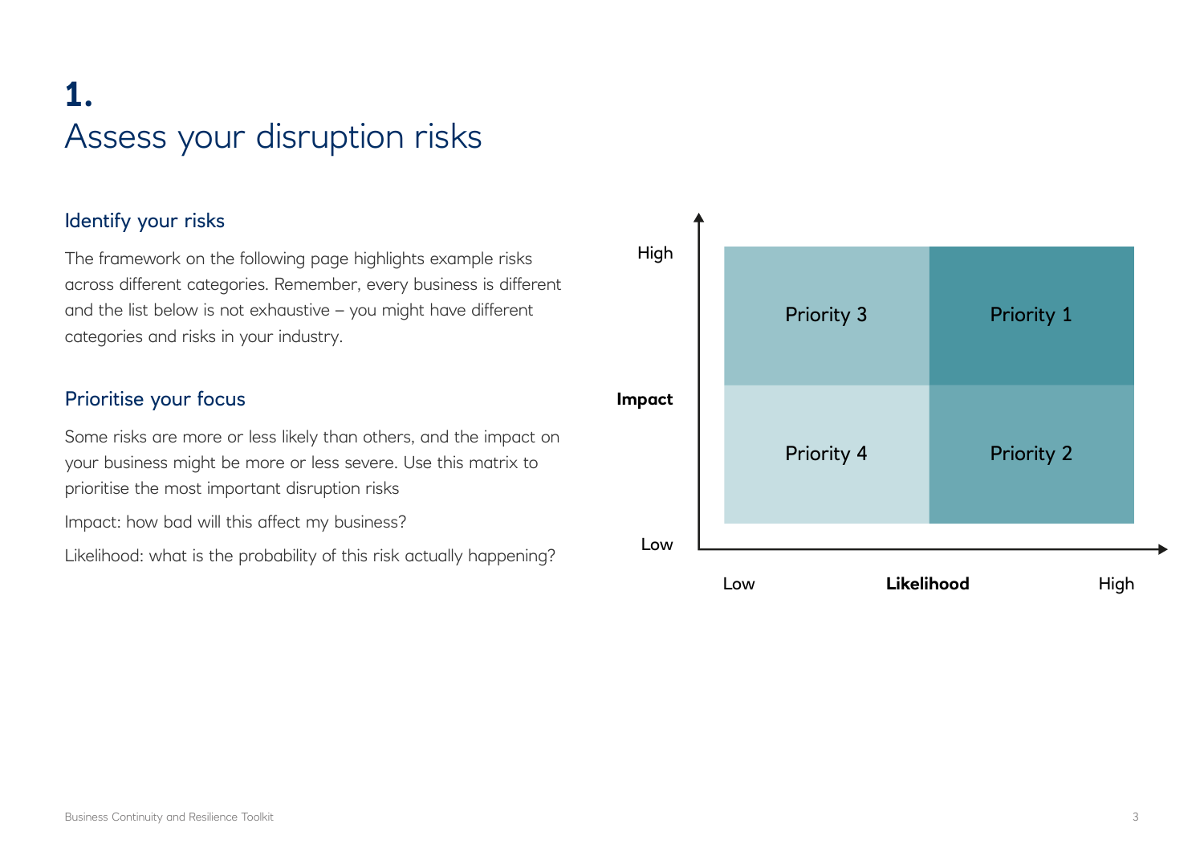# 1.
# Assess your disruption risks

## Identify your risks

The framework on the following page highlights example risks across different categories. Remember, every business is different and the list below is not exhaustive – you might have different categories and risks in your industry.

## Prioritise your focus

Some risks are more or less likely than others, and the impact on your business might be more or less severe. Use this matrix to prioritise the most important disruption risks

Impact: how bad will this affect my business?

Likelihood: what is the probability of this risk actually happening?

| Impact \ Likelihood | Low | High |
| --- | --- | --- |
| High | Priority 3 | Priority 1 |
| Low | Priority 4 | Priority 2 |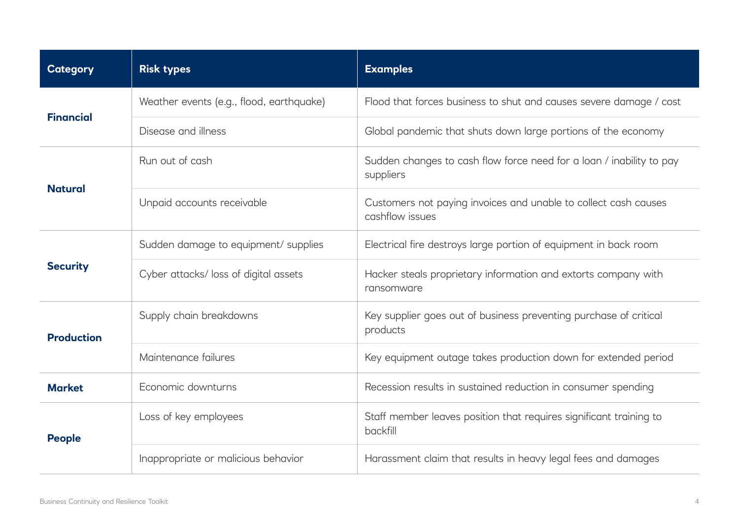| Category | Risk types | Examples |
| --- | --- | --- |
| **Financial** | Weather events (e.g., flood, earthquake) | Flood that forces business to shut and causes severe damage / cost |
| | Disease and illness | Global pandemic that shuts down large portions of the economy |
| **Natural** | Run out of cash | Sudden changes to cash flow force need for a loan / inability to pay suppliers |
| | Unpaid accounts receivable | Customers not paying invoices and unable to collect cash causes cashflow issues |
| **Security** | Sudden damage to equipment/ supplies | Electrical fire destroys large portion of equipment in back room |
| | Cyber attacks/ loss of digital assets | Hacker steals proprietary information and extorts company with ransomware |
| **Production** | Supply chain breakdowns | Key supplier goes out of business preventing purchase of critical products |
| | Maintenance failures | Key equipment outage takes production down for extended period |
| **Market** | Economic downturns | Recession results in sustained reduction in consumer spending |
| **People** | Loss of key employees | Staff member leaves position that requires significant training to backfill |
| | Inappropriate or malicious behavior | Harassment claim that results in heavy legal fees and damages |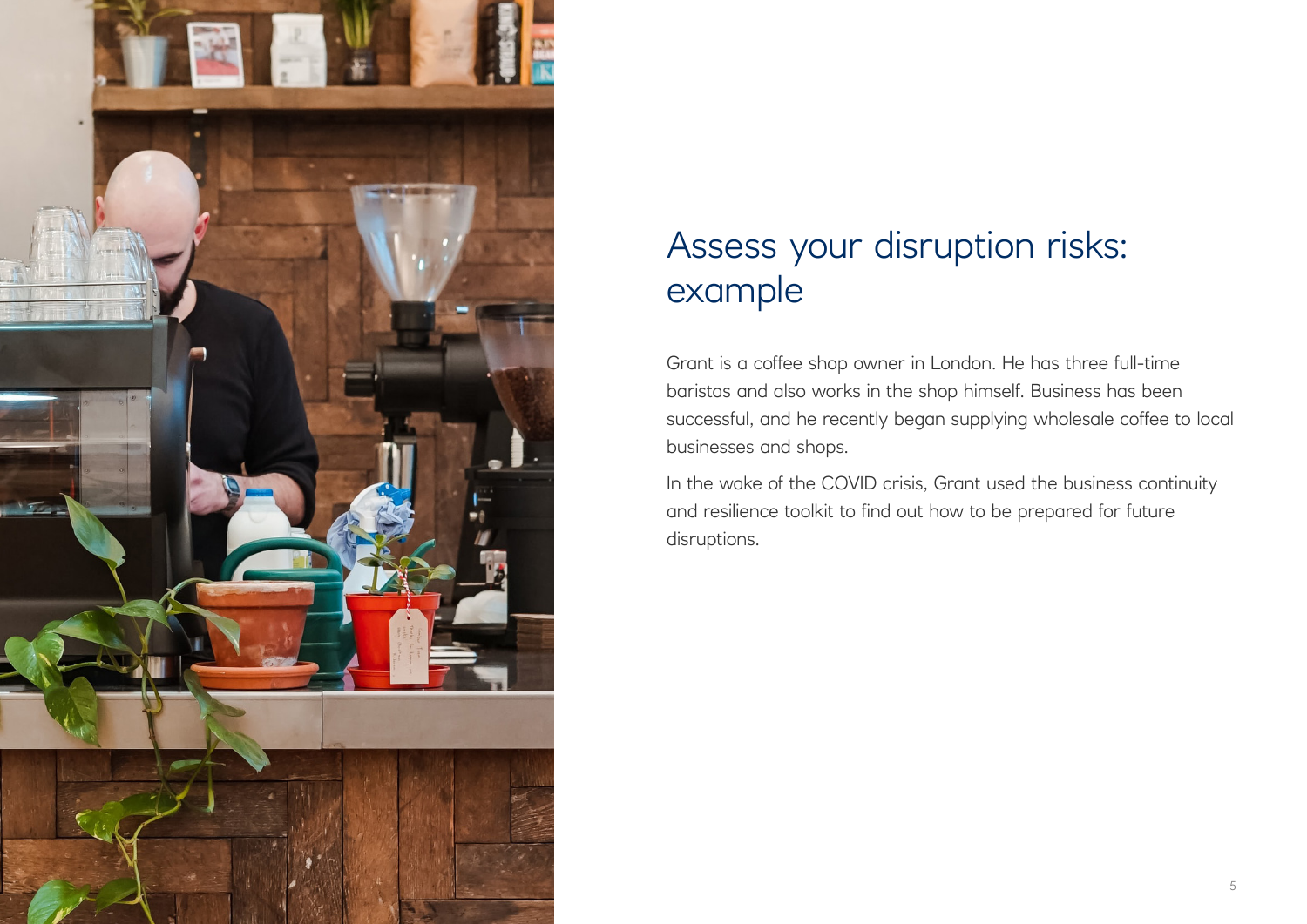# Assess your disruption risks: example

Grant is a coffee shop owner in London. He has three full-time baristas and also works in the shop himself. Business has been successful, and he recently began supplying wholesale coffee to local businesses and shops.

In the wake of the COVID crisis, Grant used the business continuity and resilience toolkit to find out how to be prepared for future disruptions.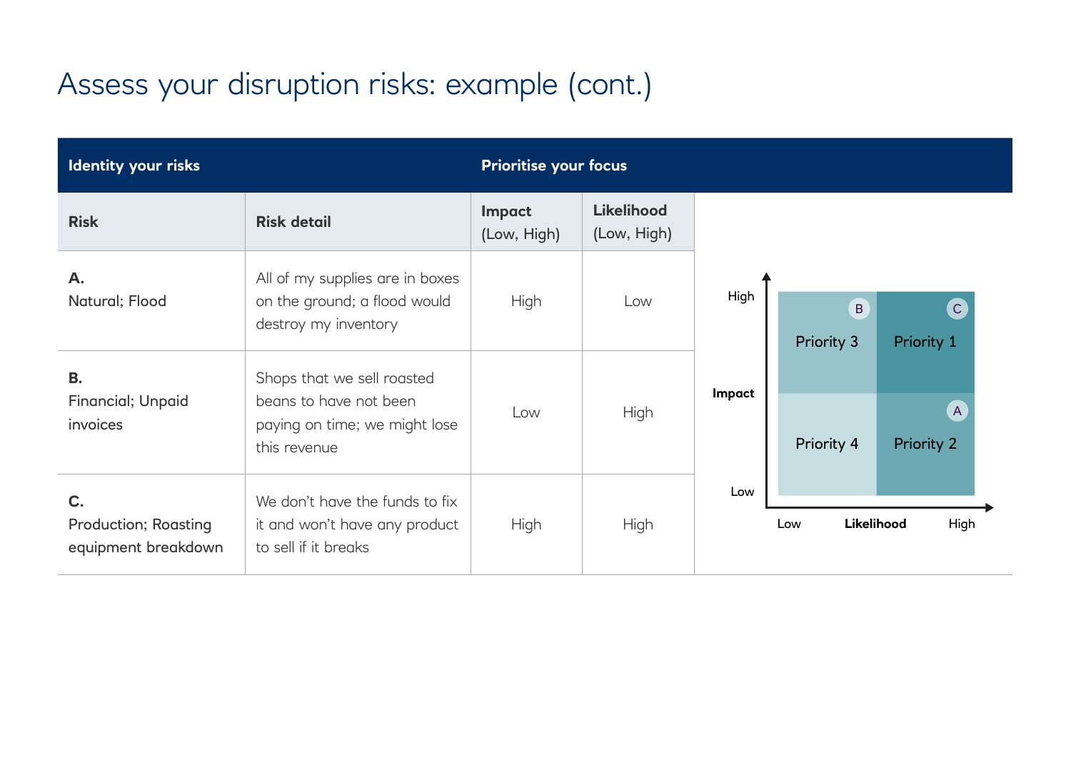# Assess your disruption risks: example (cont.)

| Identity your risks | | Prioritise your focus | |
|---|---|---|---|
| **Risk** | **Risk detail** | **Impact** (Low, High) | **Likelihood** (Low, High) |
| **A.** Natural; Flood | All of my supplies are in boxes on the ground; a flood would destroy my inventory | High | Low |
| **B.** Financial; Unpaid invoices | Shops that we sell roasted beans to have not been paying on time; we might lose this revenue | Low | High |
| **C.** Production; Roasting equipment breakdown | We don't have the funds to fix it and won't have any product to sell if it breaks | High | High |

| Impact \ Likelihood | Low | High |
|---|---|---|
| High | Priority 3 (B) | Priority 1 (C) |
| Low | Priority 4 | Priority 2 (A) |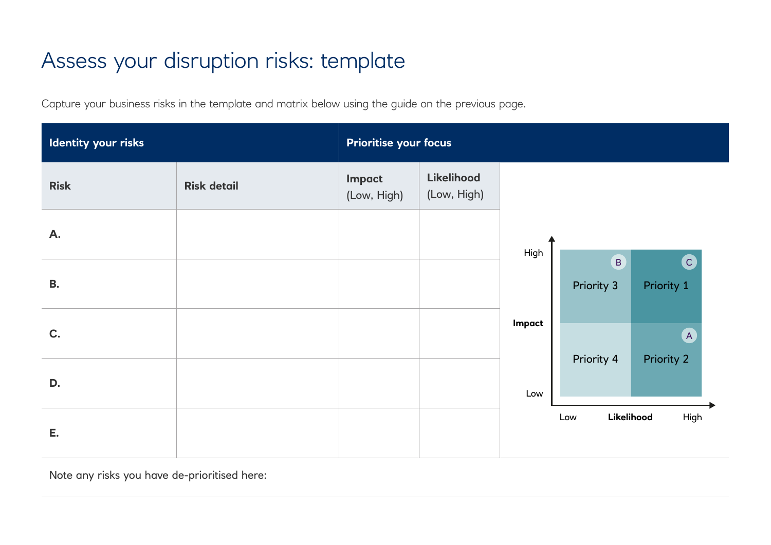# Assess your disruption risks: template

Capture your business risks in the template and matrix below using the guide on the previous page.

| Identity your risks | | Prioritise your focus | |
|---|---|---|---|
| **Risk** | **Risk detail** | **Impact** (Low, High) | **Likelihood** (Low, High) |
| **A.** | | | |
| **B.** | | | |
| **C.** | | | |
| **D.** | | | |
| **E.** | | | |

| **Impact** / **Likelihood** | Low | High |
|---|---|---|
| High | Priority 3 (B) | Priority 1 (C) |
| Low | Priority 4 | Priority 2 (A) |

Note any risks you have de-prioritised here: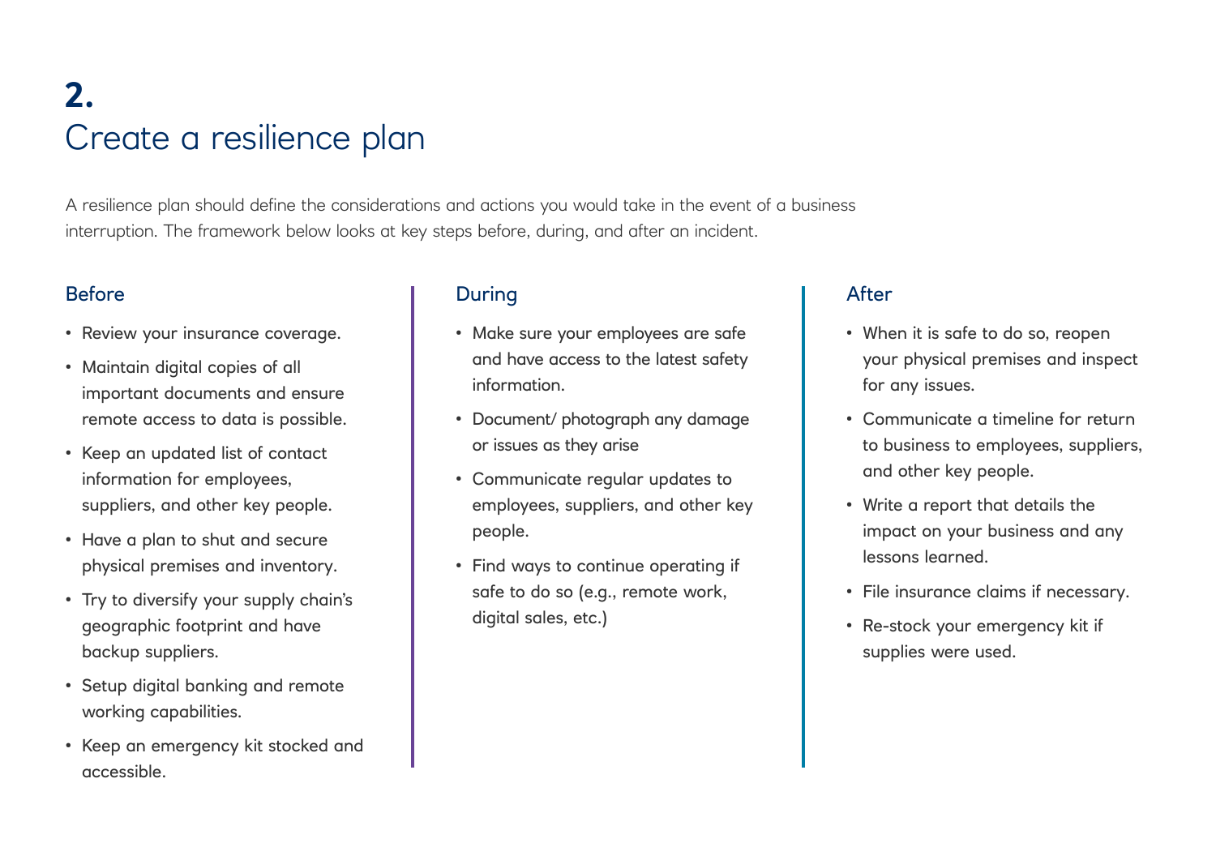## 2.

# Create a resilience plan

A resilience plan should define the considerations and actions you would take in the event of a business interruption. The framework below looks at key steps before, during, and after an incident.

### Before

- Review your insurance coverage.
- Maintain digital copies of all important documents and ensure remote access to data is possible.
- Keep an updated list of contact information for employees, suppliers, and other key people.
- Have a plan to shut and secure physical premises and inventory.
- Try to diversify your supply chain's geographic footprint and have backup suppliers.
- Setup digital banking and remote working capabilities.
- Keep an emergency kit stocked and accessible.

### During

- Make sure your employees are safe and have access to the latest safety information.
- Document/ photograph any damage or issues as they arise
- Communicate regular updates to employees, suppliers, and other key people.
- Find ways to continue operating if safe to do so (e.g., remote work, digital sales, etc.)

### After

- When it is safe to do so, reopen your physical premises and inspect for any issues.
- Communicate a timeline for return to business to employees, suppliers, and other key people.
- Write a report that details the impact on your business and any lessons learned.
- File insurance claims if necessary.
- Re-stock your emergency kit if supplies were used.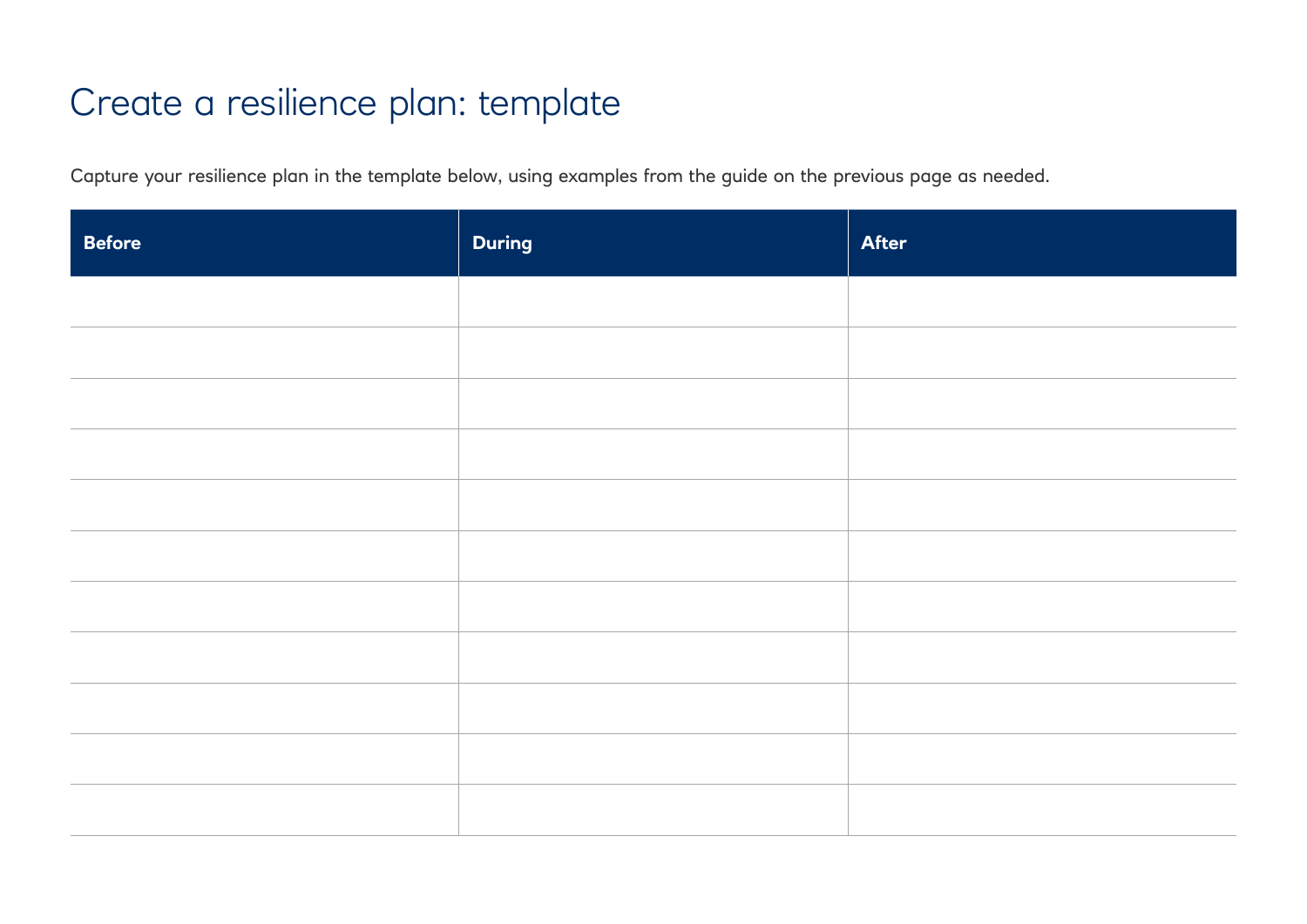# Create a resilience plan: template

Capture your resilience plan in the template below, using examples from the guide on the previous page as needed.

| Before | During | After |
| --- | --- | --- |
| | | |
| | | |
| | | |
| | | |
| | | |
| | | |
| | | |
| | | |
| | | |
| | | |
| | | |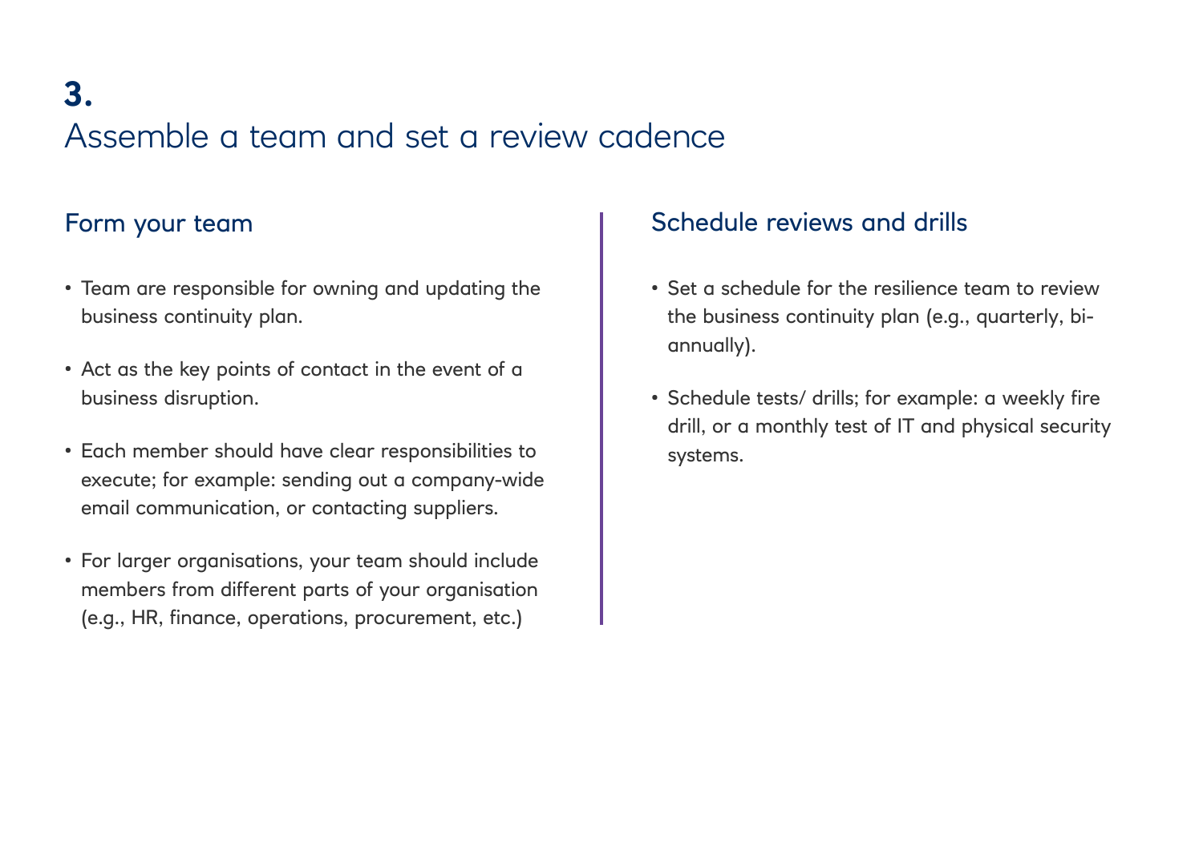# 3.

## Assemble a team and set a review cadence

### Form your team

- Team are responsible for owning and updating the business continuity plan.
- Act as the key points of contact in the event of a business disruption.
- Each member should have clear responsibilities to execute; for example: sending out a company-wide email communication, or contacting suppliers.
- For larger organisations, your team should include members from different parts of your organisation (e.g., HR, finance, operations, procurement, etc.)

### Schedule reviews and drills

- Set a schedule for the resilience team to review the business continuity plan (e.g., quarterly, bi-annually).
- Schedule tests/ drills; for example: a weekly fire drill, or a monthly test of IT and physical security systems.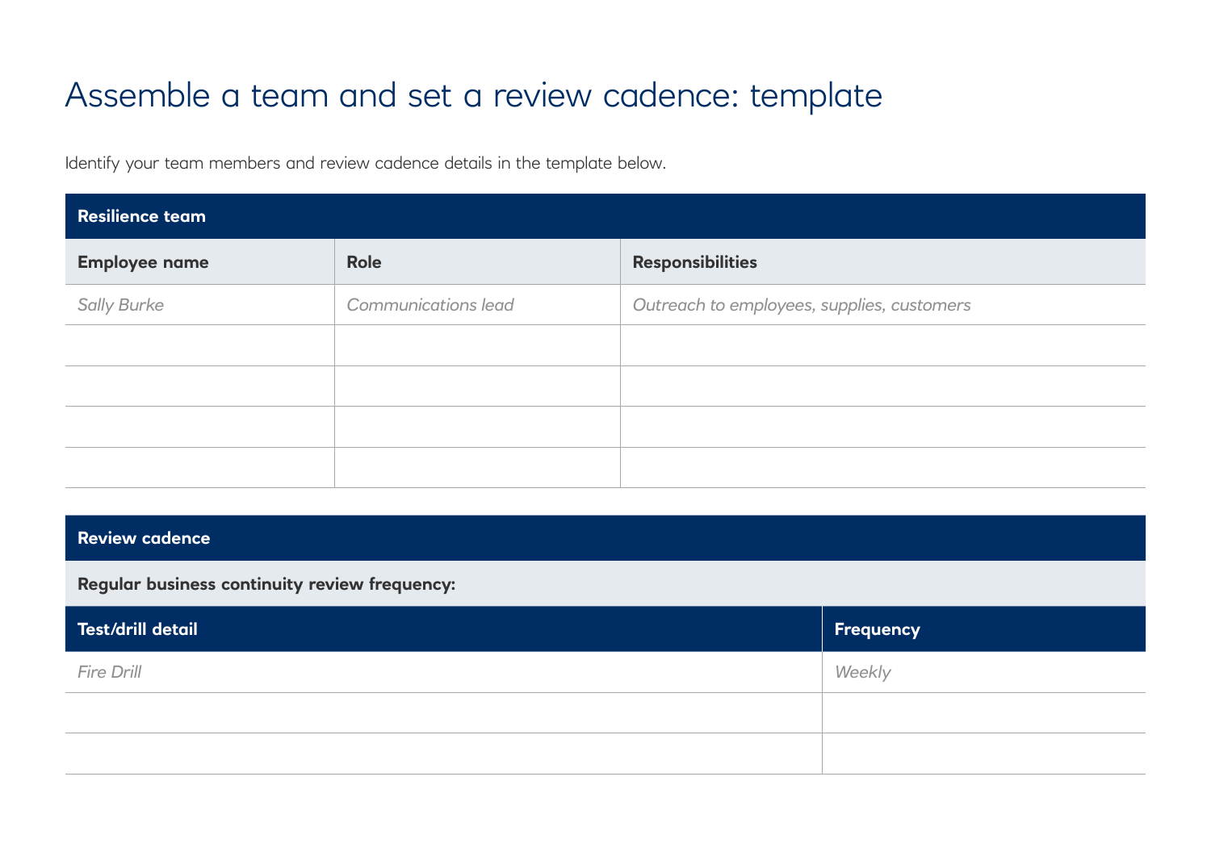# Assemble a team and set a review cadence: template

Identify your team members and review cadence details in the template below.

| Resilience team | | |
|---|---|---|
| **Employee name** | **Role** | **Responsibilities** |
| *Sally Burke* | *Communications lead* | *Outreach to employees, supplies, customers* |
| | | |
| | | |
| | | |
| | | |

| Review cadence | |
|---|---|
| **Regular business continuity review frequency:** | |
| **Test/drill detail** | **Frequency** |
| *Fire Drill* | *Weekly* |
| | |
| | |